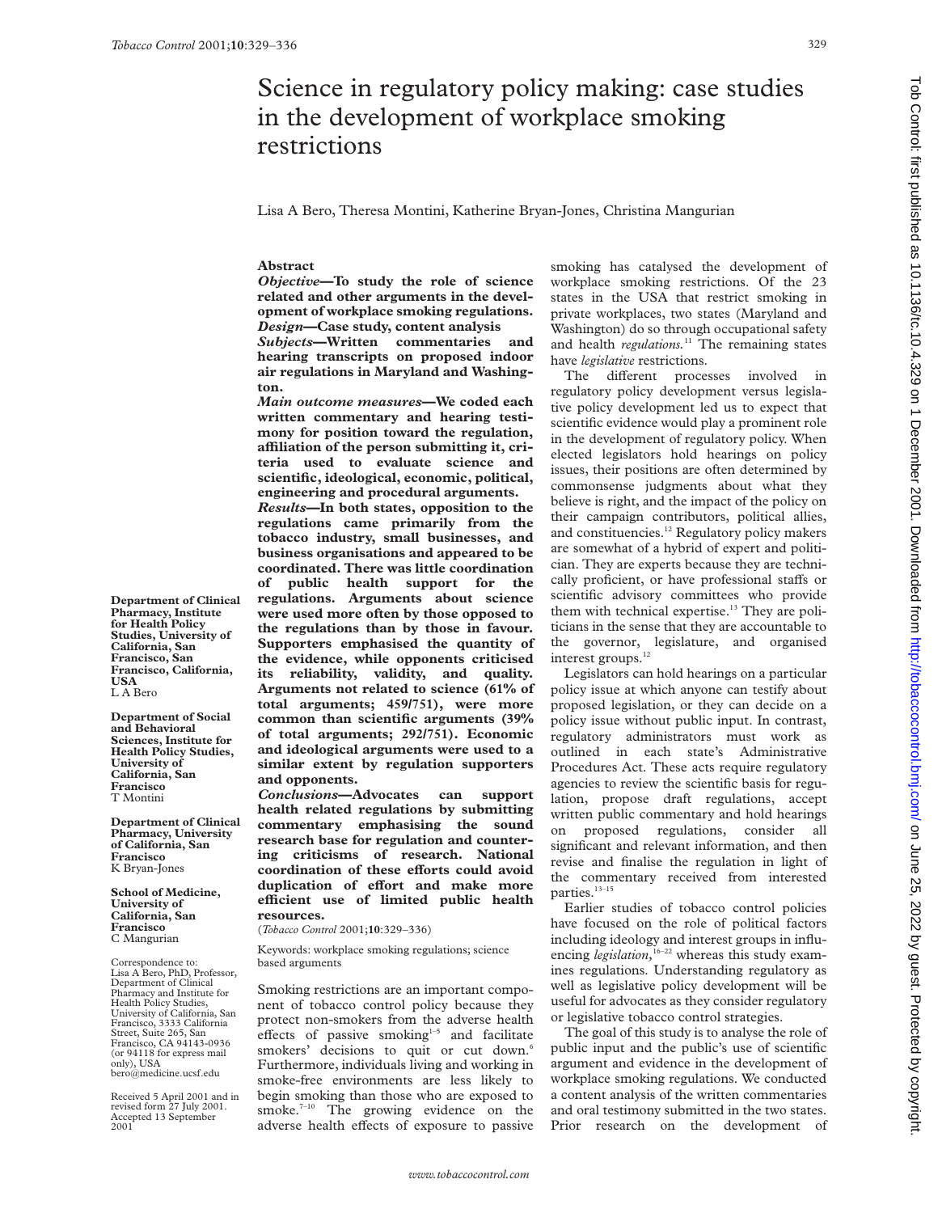# Science in regulatory policy making: case studies in the development of workplace smoking restrictions

Lisa A Bero, Theresa Montini, Katherine Bryan-Jones, Christina Mangurian

**Department of Clinical Pharmacy, Institute for Health Policy Studies, University of California, San Francisco, San Francisco, California, USA**
L A Bero

**Department of Social and Behavioral Sciences, Institute for Health Policy Studies, University of California, San Francisco**
T Montini

**Department of Clinical Pharmacy, University of California, San Francisco**
K Bryan-Jones

**School of Medicine, University of California, San Francisco**
C Mangurian

Correspondence to: Lisa A Bero, PhD, Professor, Department of Clinical Pharmacy and Institute for Health Policy Studies, University of California, San Francisco, 3333 California Street, Suite 265, San Francisco, CA 94143-0936 (or 94118 for express mail only), USA
bero@medicine.ucsf.edu

Received 5 April 2001 and in revised form 27 July 2001. Accepted 13 September 2001

## Abstract

***Objective*—To study the role of science related and other arguments in the development of workplace smoking regulations.**

***Design*—Case study, content analysis**

***Subjects*—Written commentaries and hearing transcripts on proposed indoor air regulations in Maryland and Washington.**

***Main outcome measures*—We coded each written commentary and hearing testimony for position toward the regulation, affiliation of the person submitting it, criteria used to evaluate science and scientific, ideological, economic, political, engineering and procedural arguments.**

***Results*—In both states, opposition to the regulations came primarily from the tobacco industry, small businesses, and business organisations and appeared to be coordinated. There was little coordination of public health support for the regulations. Arguments about science were used more often by those opposed to the regulations than by those in favour. Supporters emphasised the quantity of the evidence, while opponents criticised its reliability, validity, and quality. Arguments not related to science (61% of total arguments; 459/751), were more common than scientific arguments (39% of total arguments; 292/751). Economic and ideological arguments were used to a similar extent by regulation supporters and opponents.**

***Conclusions*—Advocates can support health related regulations by submitting commentary emphasising the sound research base for regulation and countering criticisms of research. National coordination of these efforts could avoid duplication of effort and make more efficient use of limited public health resources.**

(*Tobacco Control* 2001;**10**:329–336)

Keywords: workplace smoking regulations; science based arguments

Smoking restrictions are an important component of tobacco control policy because they protect non-smokers from the adverse health effects of passive smoking[1–5] and facilitate smokers' decisions to quit or cut down.[6] Furthermore, individuals living and working in smoke-free environments are less likely to begin smoking than those who are exposed to smoke.[7–10] The growing evidence on the adverse health effects of exposure to passive smoking has catalysed the development of workplace smoking restrictions. Of the 23 states in the USA that restrict smoking in private workplaces, two states (Maryland and Washington) do so through occupational safety and health *regulations*.[11] The remaining states have *legislative* restrictions.

The different processes involved in regulatory policy development versus legislative policy development led us to expect that scientific evidence would play a prominent role in the development of regulatory policy. When elected legislators hold hearings on policy issues, their positions are often determined by commonsense judgments about what they believe is right, and the impact of the policy on their campaign contributors, political allies, and constituencies.[12] Regulatory policy makers are somewhat of a hybrid of expert and politician. They are experts because they are technically proficient, or have professional staffs or scientific advisory committees who provide them with technical expertise.[13] They are politicians in the sense that they are accountable to the governor, legislature, and organised interest groups.[12]

Legislators can hold hearings on a particular policy issue at which anyone can testify about proposed legislation, or they can decide on a policy issue without public input. In contrast, regulatory administrators must work as outlined in each state's Administrative Procedures Act. These acts require regulatory agencies to review the scientific basis for regulation, propose draft regulations, accept written public commentary and hold hearings on proposed regulations, consider all significant and relevant information, and then revise and finalise the regulation in light of the commentary received from interested parties.[13–15]

Earlier studies of tobacco control policies have focused on the role of political factors including ideology and interest groups in influencing *legislation*,[16–22] whereas this study examines regulations. Understanding regulatory as well as legislative policy development will be useful for advocates as they consider regulatory or legislative tobacco control strategies.

The goal of this study is to analyse the role of public input and the public's use of scientific argument and evidence in the development of workplace smoking regulations. We conducted a content analysis of the written commentaries and oral testimony submitted in the two states. Prior research on the development of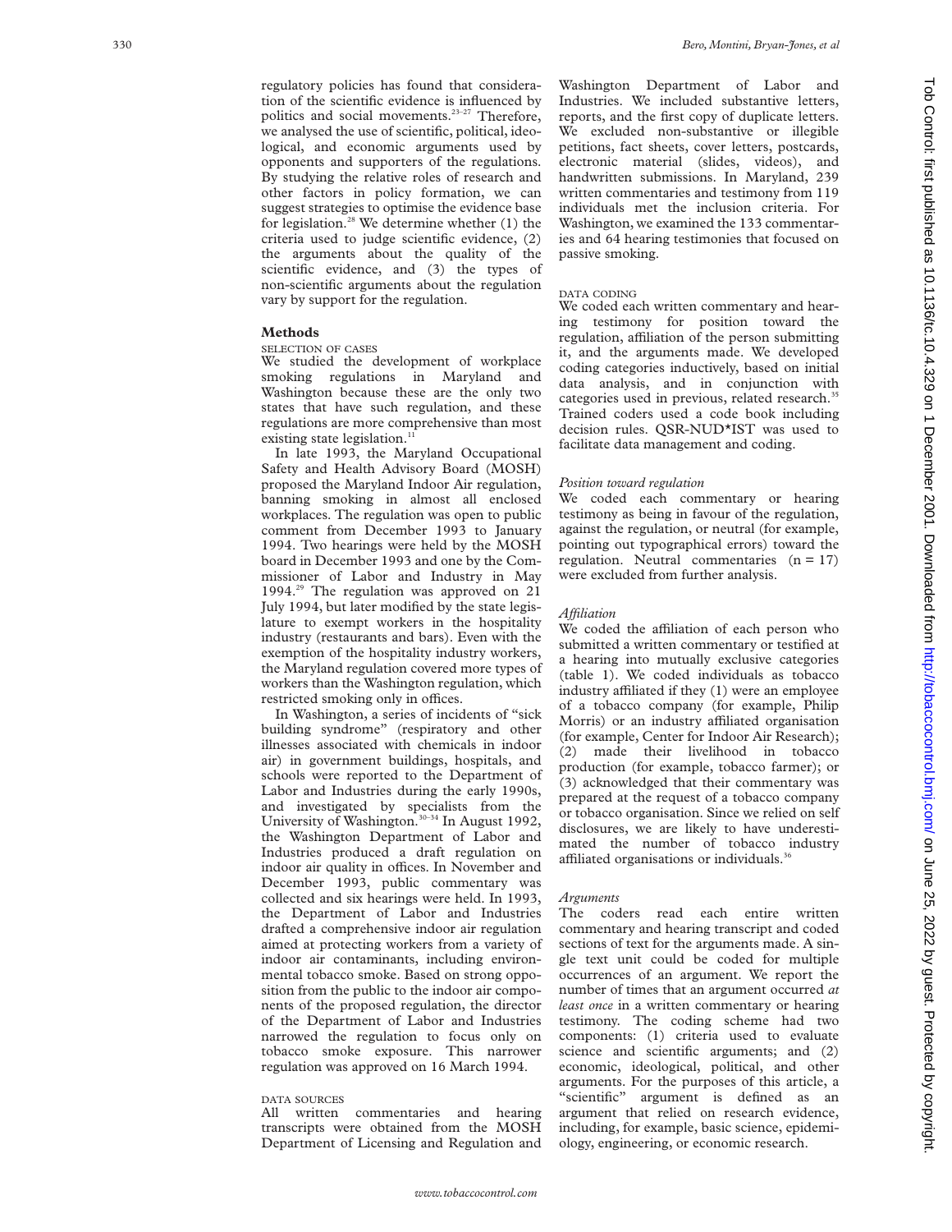regulatory policies has found that consideration of the scientific evidence is influenced by politics and social movements.[23–27] Therefore, we analysed the use of scientific, political, ideological, and economic arguments used by opponents and supporters of the regulations. By studying the relative roles of research and other factors in policy formation, we can suggest strategies to optimise the evidence base for legislation.[28] We determine whether (1) the criteria used to judge scientific evidence, (2) the arguments about the quality of the scientific evidence, and (3) the types of non-scientific arguments about the regulation vary by support for the regulation.

## Methods

### SELECTION OF CASES

We studied the development of workplace smoking regulations in Maryland and Washington because these are the only two states that have such regulation, and these regulations are more comprehensive than most existing state legislation.[11]

In late 1993, the Maryland Occupational Safety and Health Advisory Board (MOSH) proposed the Maryland Indoor Air regulation, banning smoking in almost all enclosed workplaces. The regulation was open to public comment from December 1993 to January 1994. Two hearings were held by the MOSH board in December 1993 and one by the Commissioner of Labor and Industry in May 1994.[29] The regulation was approved on 21 July 1994, but later modified by the state legislature to exempt workers in the hospitality industry (restaurants and bars). Even with the exemption of the hospitality industry workers, the Maryland regulation covered more types of workers than the Washington regulation, which restricted smoking only in offices.

In Washington, a series of incidents of "sick building syndrome" (respiratory and other illnesses associated with chemicals in indoor air) in government buildings, hospitals, and schools were reported to the Department of Labor and Industries during the early 1990s, and investigated by specialists from the University of Washington.[30–34] In August 1992, the Washington Department of Labor and Industries produced a draft regulation on indoor air quality in offices. In November and December 1993, public commentary was collected and six hearings were held. In 1993, the Department of Labor and Industries drafted a comprehensive indoor air regulation aimed at protecting workers from a variety of indoor air contaminants, including environmental tobacco smoke. Based on strong opposition from the public to the indoor air components of the proposed regulation, the director of the Department of Labor and Industries narrowed the regulation to focus only on tobacco smoke exposure. This narrower regulation was approved on 16 March 1994.

### DATA SOURCES

All written commentaries and hearing transcripts were obtained from the MOSH Department of Licensing and Regulation and Washington Department of Labor and Industries. We included substantive letters, reports, and the first copy of duplicate letters. We excluded non-substantive or illegible petitions, fact sheets, cover letters, postcards, electronic material (slides, videos), and handwritten submissions. In Maryland, 239 written commentaries and testimony from 119 individuals met the inclusion criteria. For Washington, we examined the 133 commentaries and 64 hearing testimonies that focused on passive smoking.

### DATA CODING

We coded each written commentary and hearing testimony for position toward the regulation, affiliation of the person submitting it, and the arguments made. We developed coding categories inductively, based on initial data analysis, and in conjunction with categories used in previous, related research.[35] Trained coders used a code book including decision rules. QSR-NUD\*IST was used to facilitate data management and coding.

#### *Position toward regulation*

We coded each commentary or hearing testimony as being in favour of the regulation, against the regulation, or neutral (for example, pointing out typographical errors) toward the regulation. Neutral commentaries ($n = 17$) were excluded from further analysis.

#### *Affiliation*

We coded the affiliation of each person who submitted a written commentary or testified at a hearing into mutually exclusive categories (table 1). We coded individuals as tobacco industry affiliated if they (1) were an employee of a tobacco company (for example, Philip Morris) or an industry affiliated organisation (for example, Center for Indoor Air Research); (2) made their livelihood in tobacco production (for example, tobacco farmer); or (3) acknowledged that their commentary was prepared at the request of a tobacco company or tobacco organisation. Since we relied on self disclosures, we are likely to have underestimated the number of tobacco industry affiliated organisations or individuals.[36]

#### *Arguments*

The coders read each entire written commentary and hearing transcript and coded sections of text for the arguments made. A single text unit could be coded for multiple occurrences of an argument. We report the number of times that an argument occurred *at least once* in a written commentary or hearing testimony. The coding scheme had two components: (1) criteria used to evaluate science and scientific arguments; and (2) economic, ideological, political, and other arguments. For the purposes of this article, a "scientific" argument is defined as an argument that relied on research evidence, including, for example, basic science, epidemiology, engineering, or economic research.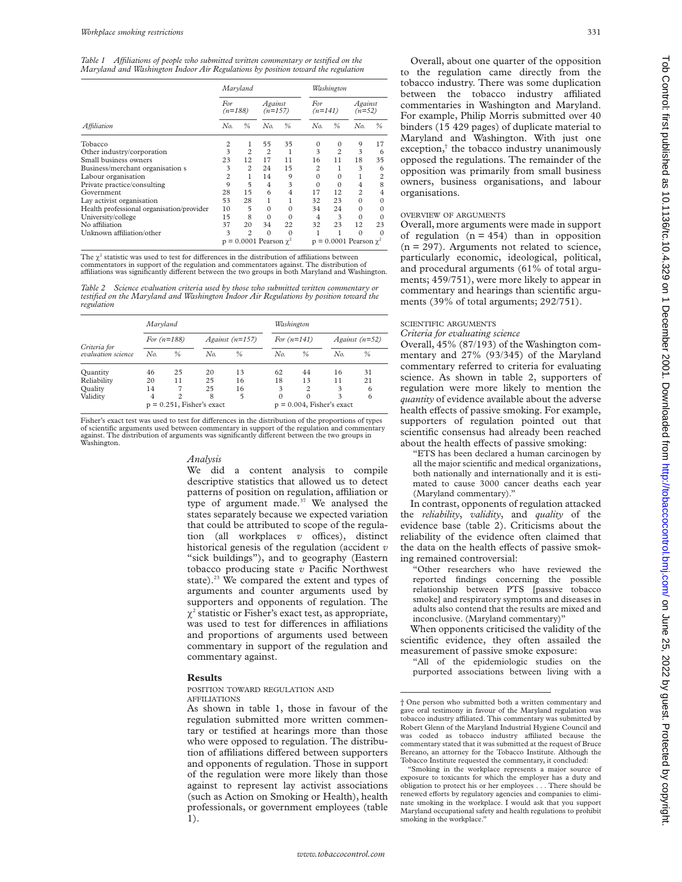*Table 1 Affiliations of people who submitted written commentary or testified on the Maryland and Washington Indoor Air Regulations by position toward the regulation*

| | Maryland | | | | Washington | | | |
|---|---|---|---|---|---|---|---|---|
| | For (n=188) | | Against (n=157) | | For (n=141) | | Against (n=52) | |
| Affiliation | No. | % | No. | % | No. | % | No. | % |
| Tobacco | 2 | 1 | 55 | 35 | 0 | 0 | 9 | 17 |
| Other industry/corporation | 3 | 2 | 2 | 1 | 3 | 2 | 3 | 6 |
| Small business owners | 23 | 12 | 17 | 11 | 16 | 11 | 18 | 35 |
| Business/merchant organisation s | 3 | 2 | 24 | 15 | 2 | 1 | 3 | 6 |
| Labour organisation | 2 | 1 | 14 | 9 | 0 | 0 | 1 | 2 |
| Private practice/consulting | 9 | 5 | 4 | 3 | 0 | 0 | 4 | 8 |
| Government | 28 | 15 | 6 | 4 | 17 | 12 | 2 | 4 |
| Lay activist organisation | 53 | 28 | 1 | 1 | 32 | 23 | 0 | 0 |
| Health professional organisation/provider | 10 | 5 | 0 | 0 | 34 | 24 | 0 | 0 |
| University/college | 15 | 8 | 0 | 0 | 4 | 3 | 0 | 0 |
| No affiliation | 37 | 20 | 34 | 22 | 32 | 23 | 12 | 23 |
| Unknown affiliation/other | 3 | 2 | 0 | 0 | 1 | 1 | 0 | 0 |
| | $p = 0.0001$ Pearson $\chi^2$ | | | | $p = 0.0001$ Pearson $\chi^2$ | | | |

The $\chi^2$ statistic was used to test for differences in the distribution of affiliations between commentators in support of the regulation and commentators against. The distribution of affiliations was significantly different between the two groups in both Maryland and Washington.

*Table 2 Science evaluation criteria used by those who submitted written commentary or testified on the Maryland and Washington Indoor Air Regulations by position toward the regulation*

| | Maryland | | | | Washington | | | |
|---|---|---|---|---|---|---|---|---|
| | For (n=188) | | Against (n=157) | | For (n=141) | | Against (n=52) | |
| Criteria for evaluation science | No. | % | No. | % | No. | % | No. | % |
| Quantity | 46 | 25 | 20 | 13 | 62 | 44 | 16 | 31 |
| Reliability | 20 | 11 | 25 | 16 | 18 | 13 | 11 | 21 |
| Quality | 14 | 7 | 25 | 16 | 3 | 2 | 3 | 6 |
| Validity | 4 | 2 | 8 | 5 | 0 | 0 | 3 | 6 |
| | $p = 0.251$, Fisher's exact | | | | $p = 0.004$, Fisher's exact | | | |

Fisher's exact test was used to test for differences in the distribution of the proportions of types of scientific arguments used between commentary in support of the regulation and commentary against. The distribution of arguments was significantly different between the two groups in Washington.

### *Analysis*

We did a content analysis to compile descriptive statistics that allowed us to detect patterns of position on regulation, affiliation or type of argument made.[37] We analysed the states separately because we expected variation that could be attributed to scope of the regulation (all workplaces *v* offices), distinct historical genesis of the regulation (accident *v* "sick buildings"), and to geography (Eastern tobacco producing state *v* Pacific Northwest state).[23] We compared the extent and types of arguments and counter arguments used by supporters and opponents of regulation. The $\chi^2$ statistic or Fisher's exact test, as appropriate, was used to test for differences in affiliations and proportions of arguments used between commentary in support of the regulation and commentary against.

## Results

### POSITION TOWARD REGULATION AND AFFILIATIONS

As shown in table 1, those in favour of the regulation submitted more written commentary or testified at hearings more than those who were opposed to regulation. The distribution of affiliations differed between supporters and opponents of regulation. Those in support of the regulation were more likely than those against to represent lay activist associations (such as Action on Smoking or Health), health professionals, or government employees (table 1).

Overall, about one quarter of the opposition to the regulation came directly from the tobacco industry. There was some duplication between the tobacco industry affiliated commentaries in Washington and Maryland. For example, Philip Morris submitted over 40 binders (15 429 pages) of duplicate material to Maryland and Washington. With just one exception,† the tobacco industry unanimously opposed the regulations. The remainder of the opposition was primarily from small business owners, business organisations, and labour organisations.

### OVERVIEW OF ARGUMENTS

Overall, more arguments were made in support of regulation (n = 454) than in opposition (n = 297). Arguments not related to science, particularly economic, ideological, political, and procedural arguments (61% of total arguments; 459/751), were more likely to appear in commentary and hearings than scientific arguments (39% of total arguments; 292/751).

### SCIENTIFIC ARGUMENTS

#### *Criteria for evaluating science*

Overall, 45% (87/193) of the Washington commentary and 27% (93/345) of the Maryland commentary referred to criteria for evaluating science. As shown in table 2, supporters of regulation were more likely to mention the *quantity* of evidence available about the adverse health effects of passive smoking. For example, supporters of regulation pointed out that scientific consensus had already been reached about the health effects of passive smoking:

"ETS has been declared a human carcinogen by all the major scientific and medical organizations, both nationally and internationally and it is estimated to cause 3000 cancer deaths each year (Maryland commentary)."

In contrast, opponents of regulation attacked the *reliability*, *validity*, and *quality* of the evidence base (table 2). Criticisms about the reliability of the evidence often claimed that the data on the health effects of passive smoking remained controversial:

"Other researchers who have reviewed the reported findings concerning the possible relationship between PTS [passive tobacco smoke] and respiratory symptoms and diseases in adults also contend that the results are mixed and inconclusive. (Maryland commentary)"

When opponents criticised the validity of the scientific evidence, they often assailed the measurement of passive smoke exposure:

"All of the epidemiologic studies on the purported associations between living with a

---

† One person who submitted both a written commentary and gave oral testimony in favour of the Maryland regulation was tobacco industry affiliated. This commentary was submitted by Robert Glenn of the Maryland Industrial Hygiene Council and was coded as tobacco industry affiliated because the commentary stated that it was submitted at the request of Bruce Bereano, an attorney for the Tobacco Institute. Although the Tobacco Institute requested the commentary, it concluded:

"Smoking in the workplace represents a major source of exposure to toxicants for which the employer has a duty and obligation to protect his or her employees . . . There should be renewed efforts by regulatory agencies and companies to eliminate smoking in the workplace. I would ask that you support Maryland occupational safety and health regulations to prohibit smoking in the workplace."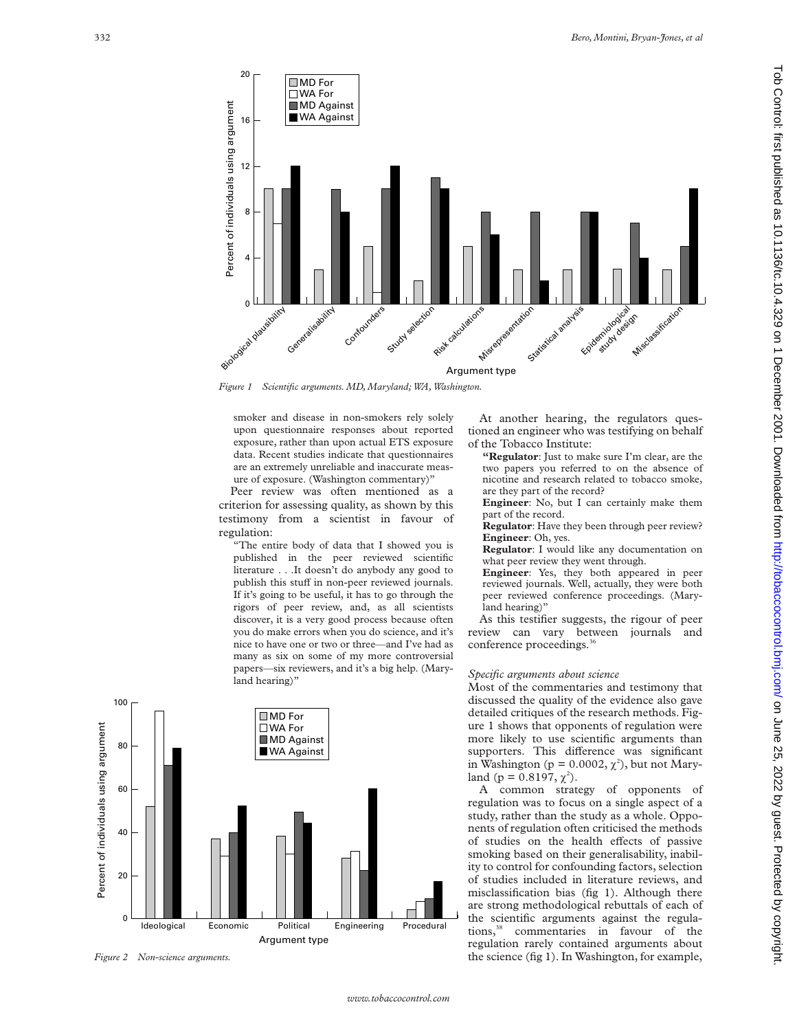Figure 1 Scientific arguments. MD, Maryland; WA, Washington.

smoker and disease in non-smokers rely solely upon questionnaire responses about reported exposure, rather than upon actual ETS exposure data. Recent studies indicate that questionnaires are an extremely unreliable and inaccurate measure of exposure. (Washington commentary)"

Peer review was often mentioned as a criterion for assessing quality, as shown by this testimony from a scientist in favour of regulation:

"The entire body of data that I showed you is published in the peer reviewed scientific literature . . .It doesn't do anybody any good to publish this stuff in non-peer reviewed journals. If it's going to be useful, it has to go through the rigors of peer review, and, as all scientists discover, it is a very good process because often you do make errors when you do science, and it's nice to have one or two or three—and I've had as many as six on some of my more controversial papers—six reviewers, and it's a big help. (Maryland hearing)"

Figure 2 Non-science arguments.

At another hearing, the regulators questioned an engineer who was testifying on behalf of the Tobacco Institute:

"**Regulator**: Just to make sure I'm clear, are the two papers you referred to on the absence of nicotine and research related to tobacco smoke, are they part of the record?
**Engineer**: No, but I can certainly make them part of the record.
**Regulator**: Have they been through peer review?
**Engineer**: Oh, yes.
**Regulator**: I would like any documentation on what peer review they went through.
**Engineer**: Yes, they both appeared in peer reviewed journals. Well, actually, they were both peer reviewed conference proceedings. (Maryland hearing)"

As this testifier suggests, the rigour of peer review can vary between journals and conference proceedings.[36]

*Specific arguments about science*

Most of the commentaries and testimony that discussed the quality of the evidence also gave detailed critiques of the research methods. Figure 1 shows that opponents of regulation were more likely to use scientific arguments than supporters. This difference was significant in Washington ($p = 0.0002$, $\chi^2$), but not Maryland ($p = 0.8197$, $\chi^2$).

A common strategy of opponents of regulation was to focus on a single aspect of a study, rather than the study as a whole. Opponents of regulation often criticised the methods of studies on the health effects of passive smoking based on their generalisability, inability to control for confounding factors, selection of studies included in literature reviews, and misclassification bias (fig 1). Although there are strong methodological rebuttals of each of the scientific arguments against the regulations,[38] commentaries in favour of the regulation rarely contained arguments about the science (fig 1). In Washington, for example,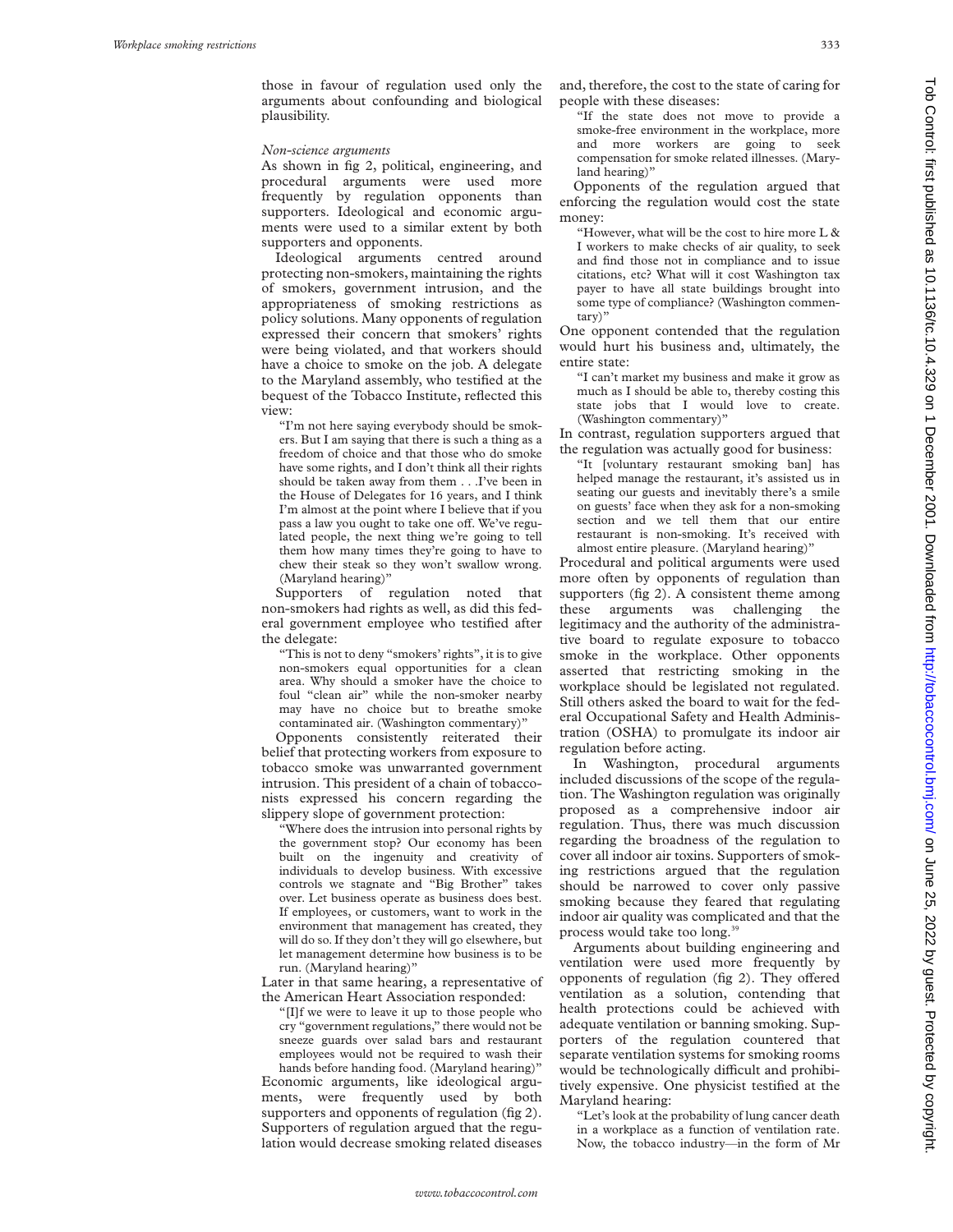those in favour of regulation used only the arguments about confounding and biological plausibility.

*Non-science arguments*

As shown in fig 2, political, engineering, and procedural arguments were used more frequently by regulation opponents than supporters. Ideological and economic arguments were used to a similar extent by both supporters and opponents.

Ideological arguments centred around protecting non-smokers, maintaining the rights of smokers, government intrusion, and the appropriateness of smoking restrictions as policy solutions. Many opponents of regulation expressed their concern that smokers' rights were being violated, and that workers should have a choice to smoke on the job. A delegate to the Maryland assembly, who testified at the bequest of the Tobacco Institute, reflected this view:

> "I'm not here saying everybody should be smokers. But I am saying that there is such a thing as a freedom of choice and that those who do smoke have some rights, and I don't think all their rights should be taken away from them . . .I've been in the House of Delegates for 16 years, and I think I'm almost at the point where I believe that if you pass a law you ought to take one off. We've regulated people, the next thing we're going to tell them how many times they're going to have to chew their steak so they won't swallow wrong. (Maryland hearing)"

Supporters of regulation noted that non-smokers had rights as well, as did this federal government employee who testified after the delegate:

> "This is not to deny "smokers' rights", it is to give non-smokers equal opportunities for a clean area. Why should a smoker have the choice to foul "clean air" while the non-smoker nearby may have no choice but to breathe smoke contaminated air. (Washington commentary)"

Opponents consistently reiterated their belief that protecting workers from exposure to tobacco smoke was unwarranted government intrusion. This president of a chain of tobacconists expressed his concern regarding the slippery slope of government protection:

> "Where does the intrusion into personal rights by the government stop? Our economy has been built on the ingenuity and creativity of individuals to develop business. With excessive controls we stagnate and "Big Brother" takes over. Let business operate as business does best. If employees, or customers, want to work in the environment that management has created, they will do so. If they don't they will go elsewhere, but let management determine how business is to be run. (Maryland hearing)"

Later in that same hearing, a representative of the American Heart Association responded:

> "[I]f we were to leave it up to those people who cry "government regulations," there would not be sneeze guards over salad bars and restaurant employees would not be required to wash their hands before handing food. (Maryland hearing)"

Economic arguments, like ideological arguments, were frequently used by both supporters and opponents of regulation (fig 2). Supporters of regulation argued that the regulation would decrease smoking related diseases and, therefore, the cost to the state of caring for people with these diseases:

> "If the state does not move to provide a smoke-free environment in the workplace, more and more workers are going to seek compensation for smoke related illnesses. (Maryland hearing)"

Opponents of the regulation argued that enforcing the regulation would cost the state money:

> "However, what will be the cost to hire more L & I workers to make checks of air quality, to seek and find those not in compliance and to issue citations, etc? What will it cost Washington tax payer to have all state buildings brought into some type of compliance? (Washington commentary)"

One opponent contended that the regulation would hurt his business and, ultimately, the entire state:

> "I can't market my business and make it grow as much as I should be able to, thereby costing this state jobs that I would love to create. (Washington commentary)"

In contrast, regulation supporters argued that the regulation was actually good for business:

> "It [voluntary restaurant smoking ban] has helped manage the restaurant, it's assisted us in seating our guests and inevitably there's a smile on guests' face when they ask for a non-smoking section and we tell them that our entire restaurant is non-smoking. It's received with almost entire pleasure. (Maryland hearing)"

Procedural and political arguments were used more often by opponents of regulation than supporters (fig 2). A consistent theme among these arguments was challenging the legitimacy and the authority of the administrative board to regulate exposure to tobacco smoke in the workplace. Other opponents asserted that restricting smoking in the workplace should be legislated not regulated. Still others asked the board to wait for the federal Occupational Safety and Health Administration (OSHA) to promulgate its indoor air regulation before acting.

In Washington, procedural arguments included discussions of the scope of the regulation. The Washington regulation was originally proposed as a comprehensive indoor air regulation. Thus, there was much discussion regarding the broadness of the regulation to cover all indoor air toxins. Supporters of smoking restrictions argued that the regulation should be narrowed to cover only passive smoking because they feared that regulating indoor air quality was complicated and that the process would take too long.[39]

Arguments about building engineering and ventilation were used more frequently by opponents of regulation (fig 2). They offered ventilation as a solution, contending that health protections could be achieved with adequate ventilation or banning smoking. Supporters of the regulation countered that separate ventilation systems for smoking rooms would be technologically difficult and prohibitively expensive. One physicist testified at the Maryland hearing:

> "Let's look at the probability of lung cancer death in a workplace as a function of ventilation rate. Now, the tobacco industry—in the form of Mr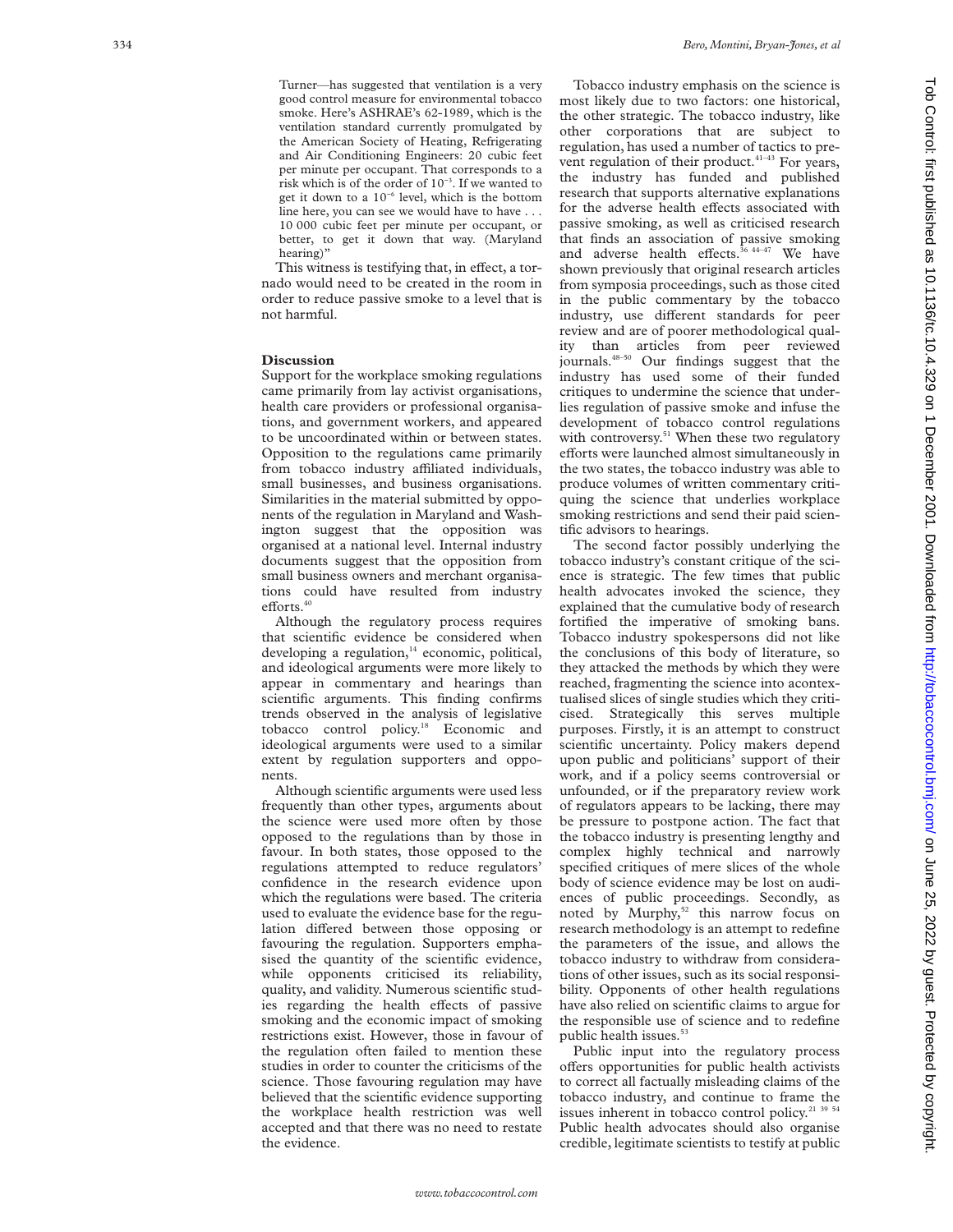Turner—has suggested that ventilation is a very good control measure for environmental tobacco smoke. Here's ASHRAE's 62-1989, which is the ventilation standard currently promulgated by the American Society of Heating, Refrigerating and Air Conditioning Engineers: 20 cubic feet per minute per occupant. That corresponds to a risk which is of the order of $10^{-3}$. If we wanted to get it down to a $10^{-6}$ level, which is the bottom line here, you can see we would have to have . . . 10 000 cubic feet per minute per occupant, or better, to get it down that way. (Maryland hearing)"

This witness is testifying that, in effect, a tornado would need to be created in the room in order to reduce passive smoke to a level that is not harmful.

## Discussion

Support for the workplace smoking regulations came primarily from lay activist organisations, health care providers or professional organisations, and government workers, and appeared to be uncoordinated within or between states. Opposition to the regulations came primarily from tobacco industry affiliated individuals, small businesses, and business organisations. Similarities in the material submitted by opponents of the regulation in Maryland and Washington suggest that the opposition was organised at a national level. Internal industry documents suggest that the opposition from small business owners and merchant organisations could have resulted from industry efforts.[40]

Although the regulatory process requires that scientific evidence be considered when developing a regulation,[14] economic, political, and ideological arguments were more likely to appear in commentary and hearings than scientific arguments. This finding confirms trends observed in the analysis of legislative tobacco control policy.[18] Economic and ideological arguments were used to a similar extent by regulation supporters and opponents.

Although scientific arguments were used less frequently than other types, arguments about the science were used more often by those opposed to the regulations than by those in favour. In both states, those opposed to the regulations attempted to reduce regulators' confidence in the research evidence upon which the regulations were based. The criteria used to evaluate the evidence base for the regulation differed between those opposing or favouring the regulation. Supporters emphasised the quantity of the scientific evidence, while opponents criticised its reliability, quality, and validity. Numerous scientific studies regarding the health effects of passive smoking and the economic impact of smoking restrictions exist. However, those in favour of the regulation often failed to mention these studies in order to counter the criticisms of the science. Those favouring regulation may have believed that the scientific evidence supporting the workplace health restriction was well accepted and that there was no need to restate the evidence.

Tobacco industry emphasis on the science is most likely due to two factors: one historical, the other strategic. The tobacco industry, like other corporations that are subject to regulation, has used a number of tactics to prevent regulation of their product.[41–43] For years, the industry has funded and published research that supports alternative explanations for the adverse health effects associated with passive smoking, as well as criticised research that finds an association of passive smoking and adverse health effects.[36 44–47] We have shown previously that original research articles from symposia proceedings, such as those cited in the public commentary by the tobacco industry, use different standards for peer review and are of poorer methodological quality than articles from peer reviewed journals.[48–50] Our findings suggest that the industry has used some of their funded critiques to undermine the science that underlies regulation of passive smoke and infuse the development of tobacco control regulations with controversy.[51] When these two regulatory efforts were launched almost simultaneously in the two states, the tobacco industry was able to produce volumes of written commentary critiquing the science that underlies workplace smoking restrictions and send their paid scientific advisors to hearings.

The second factor possibly underlying the tobacco industry's constant critique of the science is strategic. The few times that public health advocates invoked the science, they explained that the cumulative body of research fortified the imperative of smoking bans. Tobacco industry spokespersons did not like the conclusions of this body of literature, so they attacked the methods by which they were reached, fragmenting the science into acontextualised slices of single studies which they criticised. Strategically this serves multiple purposes. Firstly, it is an attempt to construct scientific uncertainty. Policy makers depend upon public and politicians' support of their work, and if a policy seems controversial or unfounded, or if the preparatory review work of regulators appears to be lacking, there may be pressure to postpone action. The fact that the tobacco industry is presenting lengthy and complex highly technical and narrowly specified critiques of mere slices of the whole body of science evidence may be lost on audiences of public proceedings. Secondly, as noted by Murphy,[52] this narrow focus on research methodology is an attempt to redefine the parameters of the issue, and allows the tobacco industry to withdraw from considerations of other issues, such as its social responsibility. Opponents of other health regulations have also relied on scientific claims to argue for the responsible use of science and to redefine public health issues.[53]

Public input into the regulatory process offers opportunities for public health activists to correct all factually misleading claims of the tobacco industry, and continue to frame the issues inherent in tobacco control policy.[21 39 54] Public health advocates should also organise credible, legitimate scientists to testify at public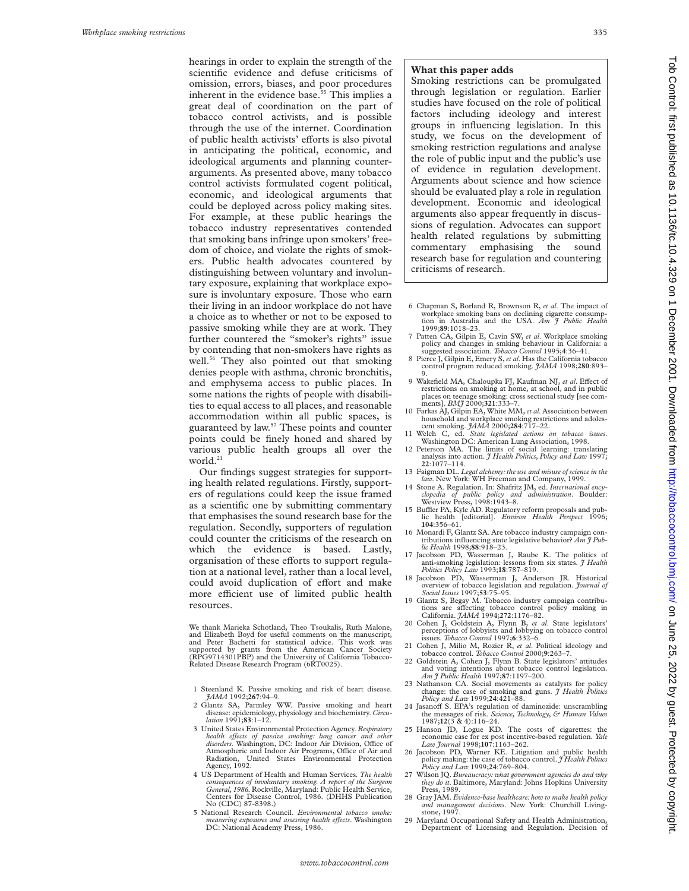hearings in order to explain the strength of the scientific evidence and defuse criticisms of omission, errors, biases, and poor procedures inherent in the evidence base.[55] This implies a great deal of coordination on the part of tobacco control activists, and is possible through the use of the internet. Coordination of public health activists' efforts is also pivotal in anticipating the political, economic, and ideological arguments and planning counterarguments. As presented above, many tobacco control activists formulated cogent political, economic, and ideological arguments that could be deployed across policy making sites. For example, at these public hearings the tobacco industry representatives contended that smoking bans infringe upon smokers' freedom of choice, and violate the rights of smokers. Public health advocates countered by distinguishing between voluntary and involuntary exposure, explaining that workplace exposure is involuntary exposure. Those who earn their living in an indoor workplace do not have a choice as to whether or not to be exposed to passive smoking while they are at work. They further countered the "smoker's rights" issue by contending that non-smokers have rights as well.[56] They also pointed out that smoking denies people with asthma, chronic bronchitis, and emphysema access to public places. In some nations the rights of people with disabilities to equal access to all places, and reasonable accommodation within all public spaces, is guaranteed by law.[57] These points and counter points could be finely honed and shared by various public health groups all over the world.[21]

Our findings suggest strategies for supporting health related regulations. Firstly, supporters of regulations could keep the issue framed as a scientific one by submitting commentary that emphasises the sound research base for the regulation. Secondly, supporters of regulation could counter the criticisms of the research on which the evidence is based. Lastly, organisation of these efforts to support regulation at a national level, rather than a local level, could avoid duplication of effort and make more efficient use of limited public health resources.

We thank Marieka Schotland, Theo Tsoukalis, Ruth Malone, and Elizabeth Boyd for useful comments on the manuscript, and Peter Bachetti for statistical advice. This work was supported by grants from the American Cancer Society (RPG9714301PBP) and the University of California Tobacco-Related Disease Research Program (6RT0025).

**What this paper adds**

Smoking restrictions can be promulgated through legislation or regulation. Earlier studies have focused on the role of political factors including ideology and interest groups in influencing legislation. In this study, we focus on the development of smoking restriction regulations and analyse the role of public input and the public's use of evidence in regulation development. Arguments about science and how science should be evaluated play a role in regulation development. Economic and ideological arguments also appear frequently in discussions of regulation. Advocates can support health related regulations by submitting commentary emphasising the sound research base for regulation and countering criticisms of research.

1. Steenland K. Passive smoking and risk of heart disease. *JAMA* 1992;**267**:94–9.
2. Glantz SA, Parmley WW. Passive smoking and heart disease: epidemiology, physiology and biochemistry. *Circulation* 1991;**83**:1–12.
3. United States Environmental Protection Agency. *Respiratory health effects of passive smoking: lung cancer and other disorders*. Washington, DC: Indoor Air Division, Office of Atmospheric and Indoor Air Programs, Office of Air and Radiation, United States Environmental Protection Agency, 1992.
4. US Department of Health and Human Services. *The health consequences of involuntary smoking. A report of the Surgeon General, 1986*. Rockville, Maryland: Public Health Service, Centers for Disease Control, 1986. (DHHS Publication No (CDC) 87-8398.)
5. National Research Council. *Environmental tobacco smoke: measuring exposures and assessing health effects*. Washington DC: National Academy Press, 1986.
6. Chapman S, Borland R, Brownson R, *et al*. The impact of workplace smoking bans on declining cigarette consumption in Australia and the USA. *Am J Public Health* 1999;**89**:1018–23.
7. Patten CA, Gilpin E, Cavin SW, *et al*. Workplace smoking policy and changes in smking behaviour in California: a suggested association. *Tobacco Control* 1995;**4**:36–41.
8. Pierce J, Gilpin E, Emery S, *et al*. Has the California tobacco control program reduced smoking. *JAMA* 1998;**280**:893–9.
9. Wakefield MA, Chaloupka FJ, Kaufman NJ, *et al*. Effect of restrictions on smoking at home, at school, and in public places on teenage smoking: cross sectional study [see comments]. *BMJ* 2000;**321**:333–7.
10. Farkas AJ, Gilpin EA, White MM, *et al*. Association between household and workplace smoking restrictions and adolescent smoking. *JAMA* 2000;**284**:717–22.
11. Welch C, ed. *State legislated actions on tobacco issues*. Washington DC: American Lung Association, 1998.
12. Peterson MA. The limits of social learning: translating analysis into action. *J Health Politics, Policy and Law* 1997;**22**:1077–114.
13. Faigman DL. *Legal alchemy: the use and misuse of science in the law*. New York: WH Freeman and Company, 1999.
14. Stone A. Regulation. In: Shafritz JM, ed. *International encyclopedia of public policy and administration*. Boulder: Westview Press, 1998:1943–8.
15. Buffler PA, Kyle AD. Regulatory reform proposals and public health [editorial]. *Environ Health Perspect* 1996;**104**:356–61.
16. Monardi F, Glantz SA. Are tobacco industry campaign contributions influencing state legislative behavior? *Am J Public Health* 1998;**88**:918–23.
17. Jacobson PD, Wasserman J, Raube K. The politics of anti-smoking legislation: lessons from six states. *J Health Politics Policy Law* 1993;**18**:787–819.
18. Jacobson PD, Wasserman J, Anderson JR. Historical overview of tobacco legislation and regulation. *Journal of Social Issues* 1997;**53**:75–95.
19. Glantz S, Begay M. Tobacco industry campaign contributions are affecting tobacco control policy making in California. *JAMA* 1994;**272**:1176–82.
20. Cohen J, Goldstein A, Flynn B, *et al*. State legislators' perceptions of lobbyists and lobbying on tobacco control issues. *Tobacco Control* 1997;**6**:332–6.
21. Cohen J, Milio M, Rozier R, *et al*. Political ideology and tobacco control. *Tobacco Control* 2000;**9**:263–7.
22. Goldstein A, Cohen J, Flynn B. State legislators' attitudes and voting intentions about tobacco control legislation. *Am J Public Health* 1997;**87**:1197–200.
23. Nathanson CA. Social movements as catalysts for policy change: the case of smoking and guns. *J Health Politics Policy and Law* 1999;**24**:421–88.
24. Jasanoff S. EPA's regulation of daminozide: unscrambling the messages of risk. *Science, Technology, & Human Values* 1987;**12**(3 & 4):116–24.
25. Hanson JD, Logue KD. The costs of cigarettes: the economic case for ex post incentive-based regulation. *Yale Law Journal* 1998;**107**:1163–262.
26. Jacobson PD, Warner KE. Litigation and public health policy making: the case of tobacco control. *J Health Politics Policy and Law* 1999;**24**:769–804.
27. Wilson JQ. *Bureaucracy: what government agencies do and why they do it*. Baltimore, Maryland: Johns Hopkins University Press, 1989.
28. Gray JAM. *Evidence-base healthcare: how to make health policy and management decisions*. New York: Churchill Livingstone, 1997.
29. Maryland Occupational Safety and Health Administration, Department of Licensing and Regulation. Decision of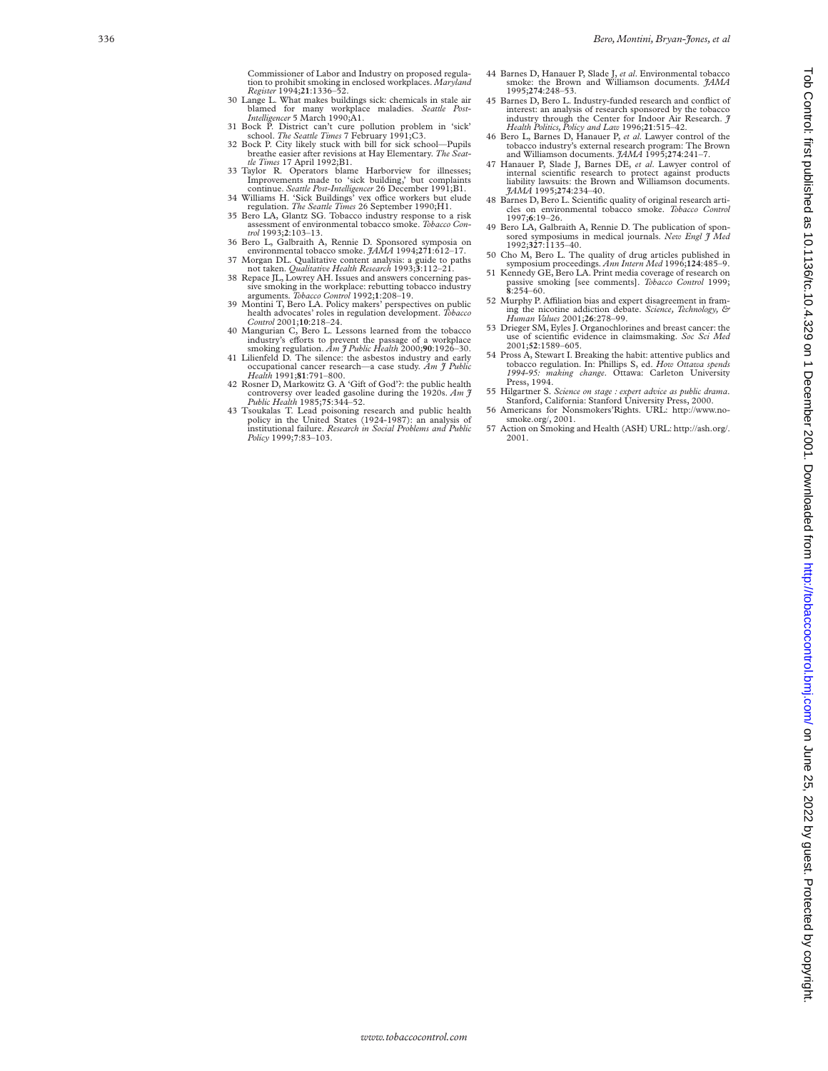Commissioner of Labor and Industry on proposed regulation to prohibit smoking in enclosed workplaces. *Maryland Register* 1994;**21**:1336–52.

30 Lange L. What makes buildings sick: chemicals in stale air blamed for many workplace maladies. *Seattle Post-Intelligencer* 5 March 1990;A1.

31 Bock P. District can't cure pollution problem in 'sick' school. *The Seattle Times* 7 February 1991;C3.

32 Bock P. City likely stuck with bill for sick school—Pupils breathe easier after revisions at Hay Elementary. *The Seattle Times* 17 April 1992;B1.

33 Taylor R. Operators blame Harborview for illnesses; Improvements made to 'sick building,' but complaints continue. *Seattle Post-Intelligencer* 26 December 1991;B1.

34 Williams H. 'Sick Buildings' vex office workers but elude regulation. *The Seattle Times* 26 September 1990;H1.

35 Bero LA, Glantz SG. Tobacco industry response to a risk assessment of environmental tobacco smoke. *Tobacco Control* 1993;**2**:103–13.

36 Bero L, Galbraith A, Rennie D. Sponsored symposia on environmental tobacco smoke. *JAMA* 1994;**271**:612–17.

37 Morgan DL. Qualitative content analysis: a guide to paths not taken. *Qualitative Health Research* 1993;**3**:112–21.

38 Repace JL, Lowrey AH. Issues and answers concerning passive smoking in the workplace: rebutting tobacco industry arguments. *Tobacco Control* 1992;**1**:208–19.

39 Montini T, Bero LA. Policy makers' perspectives on public health advocates' roles in regulation development. *Tobacco Control* 2001;**10**:218–24.

40 Mangurian C, Bero L. Lessons learned from the tobacco industry's efforts to prevent the passage of a workplace smoking regulation. *Am J Public Health* 2000;**90**:1926–30.

41 Lilienfeld D. The silence: the asbestos industry and early occupational cancer research—a case study. *Am J Public Health* 1991;**81**:791–800.

42 Rosner D, Markowitz G. A 'Gift of God'?: the public health controversy over leaded gasoline during the 1920s. *Am J Public Health* 1985;**75**:344–52.

43 Tsoukalas T. Lead poisoning research and public health policy in the United States (1924-1987): an analysis of institutional failure. *Research in Social Problems and Public Policy* 1999;**7**:83–103.

44 Barnes D, Hanauer P, Slade J, *et al*. Environmental tobacco smoke: the Brown and Williamson documents. *JAMA* 1995;**274**:248–53.

45 Barnes D, Bero L. Industry-funded research and conflict of interest: an analysis of research sponsored by the tobacco industry through the Center for Indoor Air Research. *J Health Politics, Policy and Law* 1996;**21**:515–42.

46 Bero L, Barnes D, Hanauer P, *et al*. Lawyer control of the tobacco industry's external research program: The Brown and Williamson documents. *JAMA* 1995;**274**:241–7.

47 Hanauer P, Slade J, Barnes DE, *et al*. Lawyer control of internal scientific research to protect against products liability lawsuits: the Brown and Williamson documents. *JAMA* 1995;**274**:234–40.

48 Barnes D, Bero L. Scientific quality of original research articles on environmental tobacco smoke. *Tobacco Control* 1997;**6**:19–26.

49 Bero LA, Galbraith A, Rennie D. The publication of sponsored symposiums in medical journals. *New Engl J Med* 1992;**327**:1135–40.

50 Cho M, Bero L. The quality of drug articles published in symposium proceedings. *Ann Intern Med* 1996;**124**:485–9.

51 Kennedy GE, Bero LA. Print media coverage of research on passive smoking [see comments]. *Tobacco Control* 1999; **8**:254–60.

52 Murphy P. Affiliation bias and expert disagreement in framing the nicotine addiction debate. *Science, Technology, & Human Values* 2001;**26**:278–99.

53 Drieger SM, Eyles J. Organochlorines and breast cancer: the use of scientific evidence in claimsmaking. *Soc Sci Med* 2001;**52**:1589–605.

54 Pross A, Stewart I. Breaking the habit: attentive publics and tobacco regulation. In: Phillips S, ed. *How Ottawa spends 1994-95: making change*. Ottawa: Carleton University Press, 1994.

55 Hilgartner S. *Science on stage : expert advice as public drama*. Stanford, California: Stanford University Press, 2000.

56 Americans for Nonsmokers'Rights. URL: http://www.no-smoke.org/, 2001.

57 Action on Smoking and Health (ASH) URL: http://ash.org/. 2001.